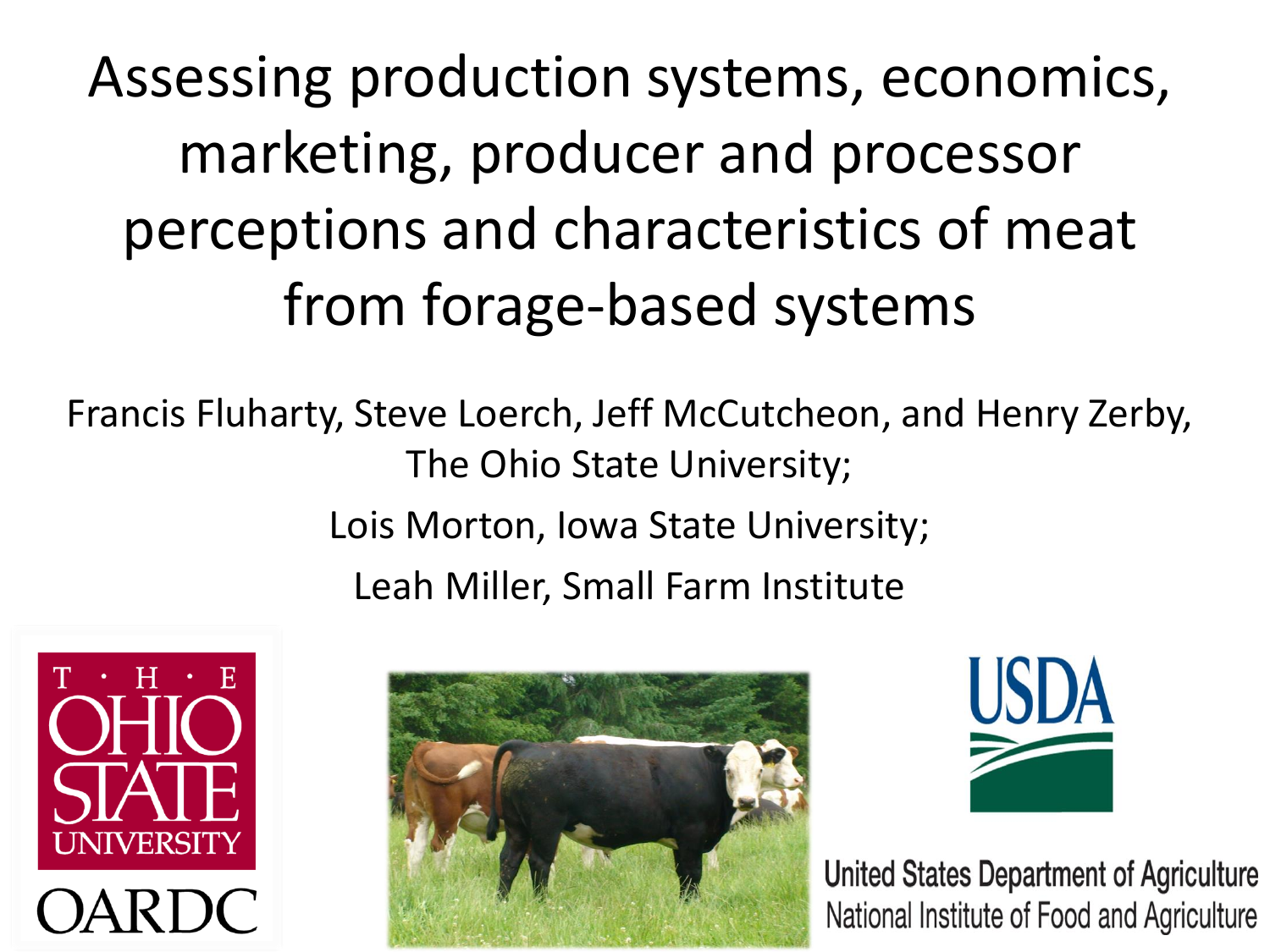# Assessing production systems, economics, marketing, producer and processor perceptions and characteristics of meat from forage-based systems

Francis Fluharty, Steve Loerch, Jeff McCutcheon, and Henry Zerby, The Ohio State University;

Lois Morton, Iowa State University;

Leah Miller, Small Farm Institute

THE OHIO STATE UNIVERSITY

OARDC

USDA

United States Department of Agriculture
National Institute of Food and Agriculture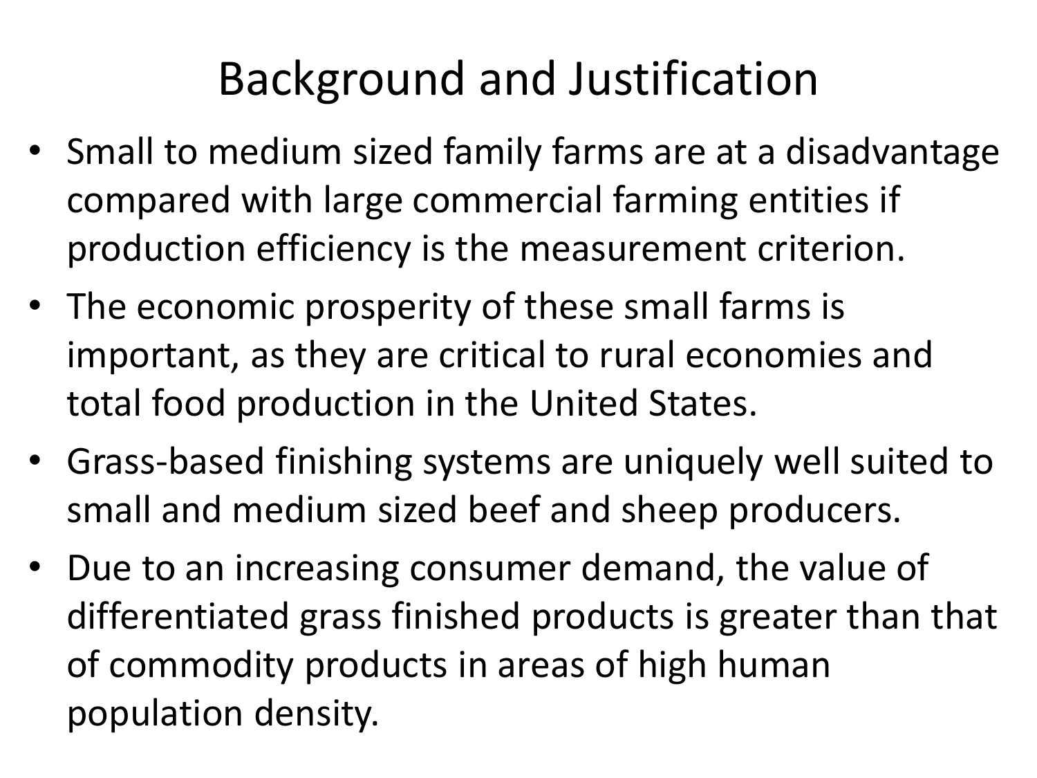# Background and Justification

- Small to medium sized family farms are at a disadvantage compared with large commercial farming entities if production efficiency is the measurement criterion.
- The economic prosperity of these small farms is important, as they are critical to rural economies and total food production in the United States.
- Grass-based finishing systems are uniquely well suited to small and medium sized beef and sheep producers.
- Due to an increasing consumer demand, the value of differentiated grass finished products is greater than that of commodity products in areas of high human population density.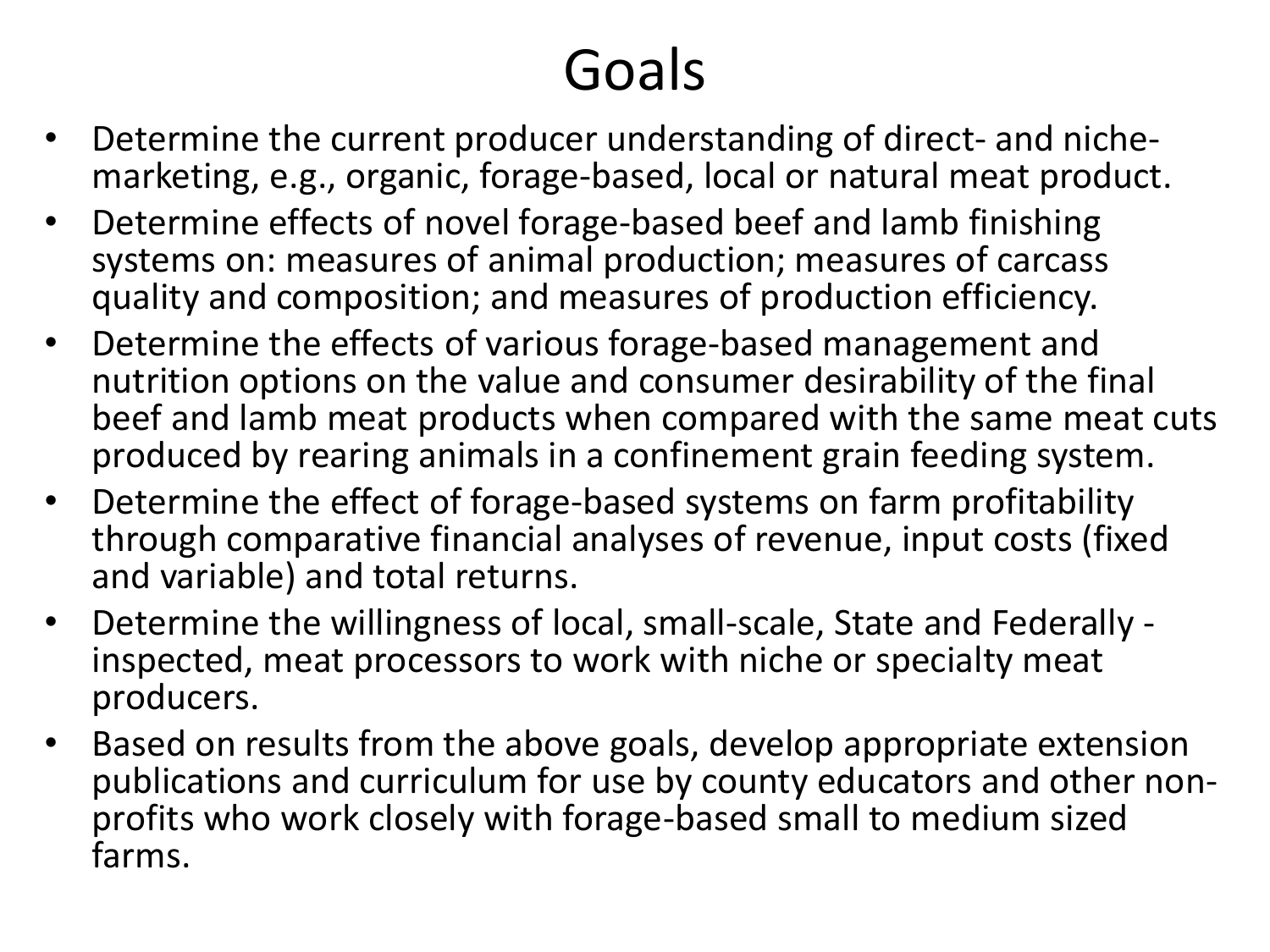# Goals

- Determine the current producer understanding of direct- and niche-marketing, e.g., organic, forage-based, local or natural meat product.
- Determine effects of novel forage-based beef and lamb finishing systems on: measures of animal production; measures of carcass quality and composition; and measures of production efficiency.
- Determine the effects of various forage-based management and nutrition options on the value and consumer desirability of the final beef and lamb meat products when compared with the same meat cuts produced by rearing animals in a confinement grain feeding system.
- Determine the effect of forage-based systems on farm profitability through comparative financial analyses of revenue, input costs (fixed and variable) and total returns.
- Determine the willingness of local, small-scale, State and Federally - inspected, meat processors to work with niche or specialty meat producers.
- Based on results from the above goals, develop appropriate extension publications and curriculum for use by county educators and other non-profits who work closely with forage-based small to medium sized farms.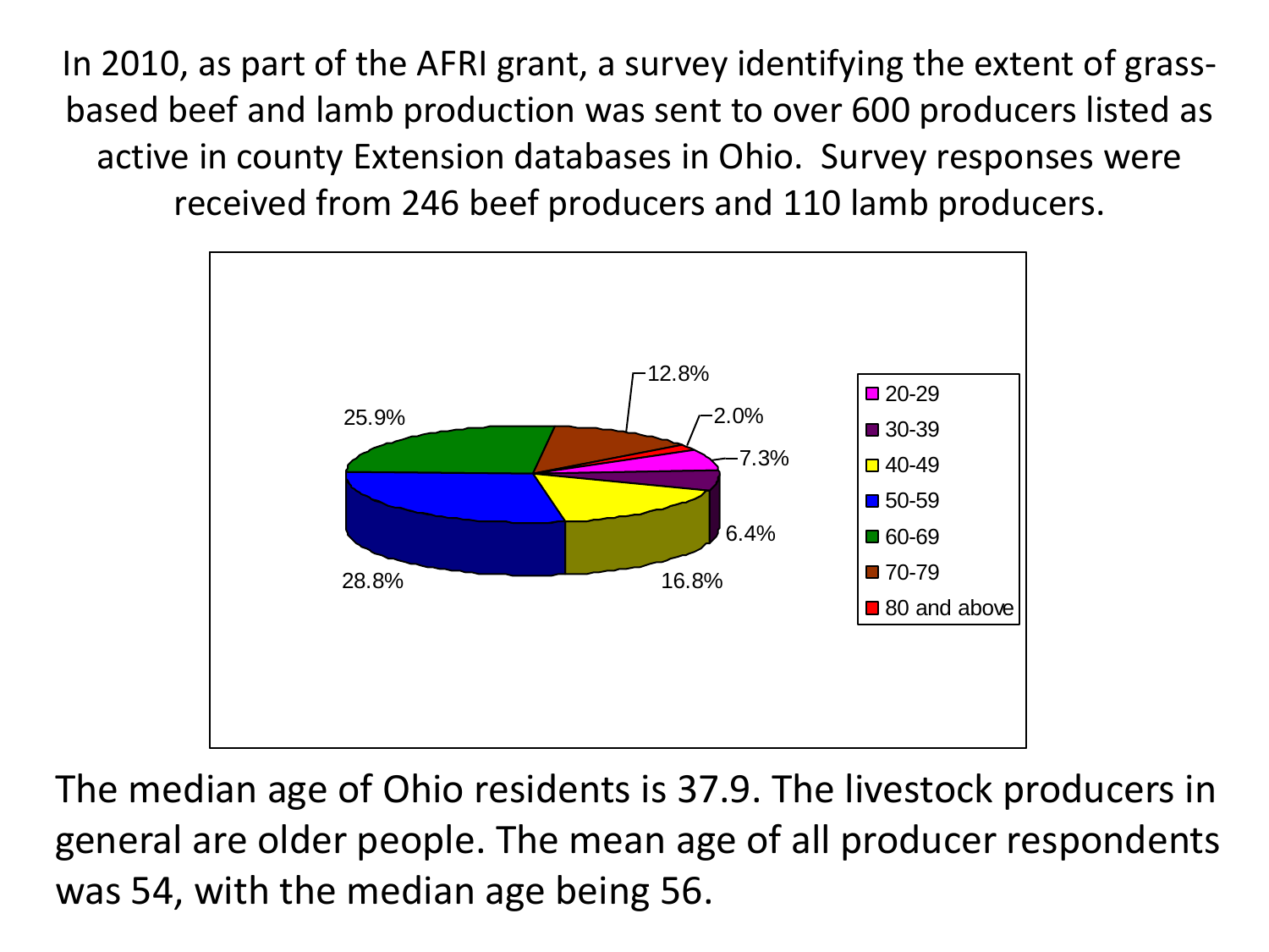In 2010, as part of the AFRI grant, a survey identifying the extent of grass-based beef and lamb production was sent to over 600 producers listed as active in county Extension databases in Ohio. Survey responses were received from 246 beef producers and 110 lamb producers.

| Age group | Percentage |
|---|---|
| 20-29 | 7.3% |
| 30-39 | 6.4% |
| 40-49 | 16.8% |
| 50-59 | 28.8% |
| 60-69 | 25.9% |
| 70-79 | 12.8% |
| 80 and above | 2.0% |

The median age of Ohio residents is 37.9. The livestock producers in general are older people. The mean age of all producer respondents was 54, with the median age being 56.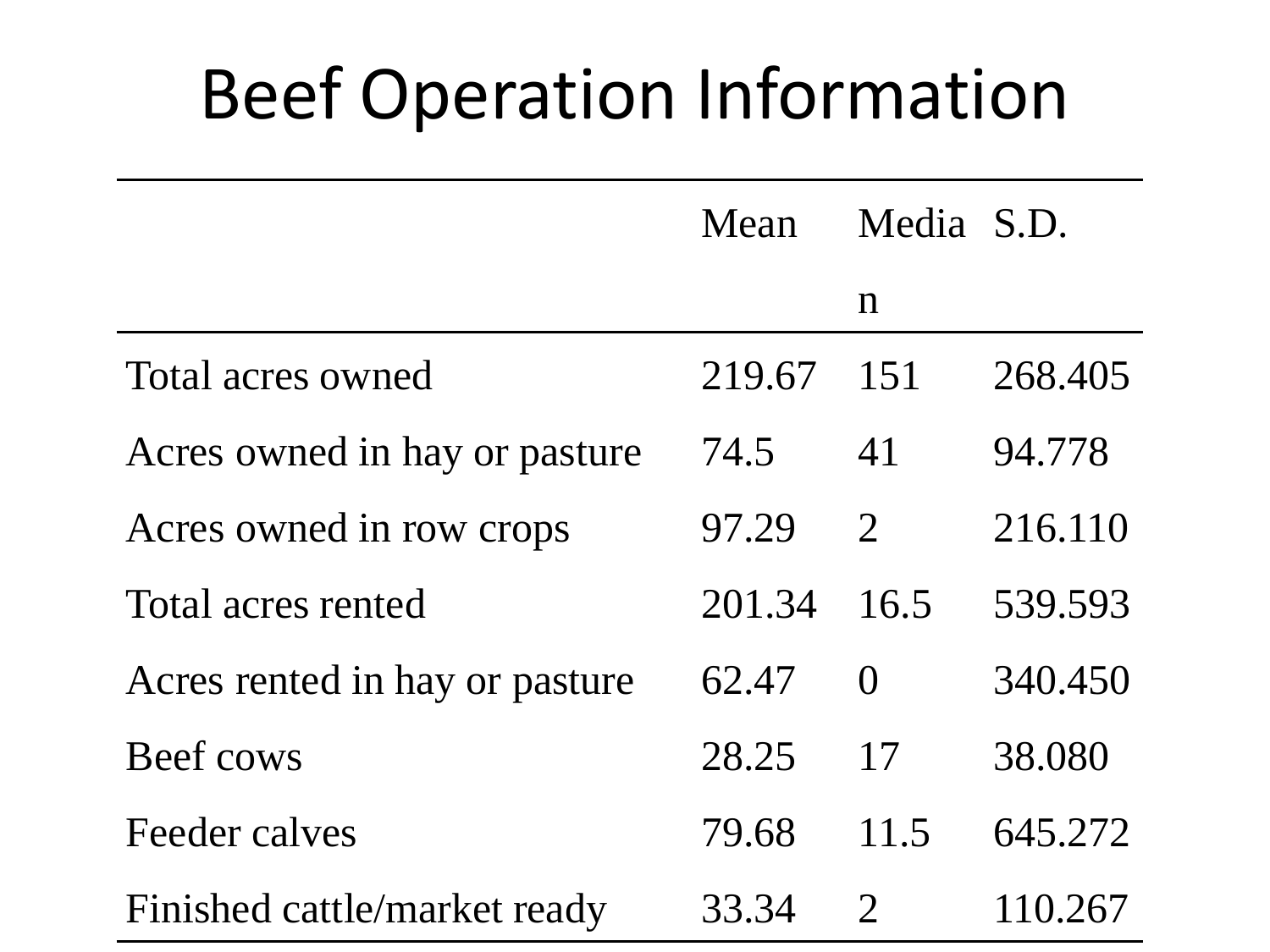# Beef Operation Information

| | Mean | Median | S.D. |
|---|---|---|---|
| Total acres owned | 219.67 | 151 | 268.405 |
| Acres owned in hay or pasture | 74.5 | 41 | 94.778 |
| Acres owned in row crops | 97.29 | 2 | 216.110 |
| Total acres rented | 201.34 | 16.5 | 539.593 |
| Acres rented in hay or pasture | 62.47 | 0 | 340.450 |
| Beef cows | 28.25 | 17 | 38.080 |
| Feeder calves | 79.68 | 11.5 | 645.272 |
| Finished cattle/market ready | 33.34 | 2 | 110.267 |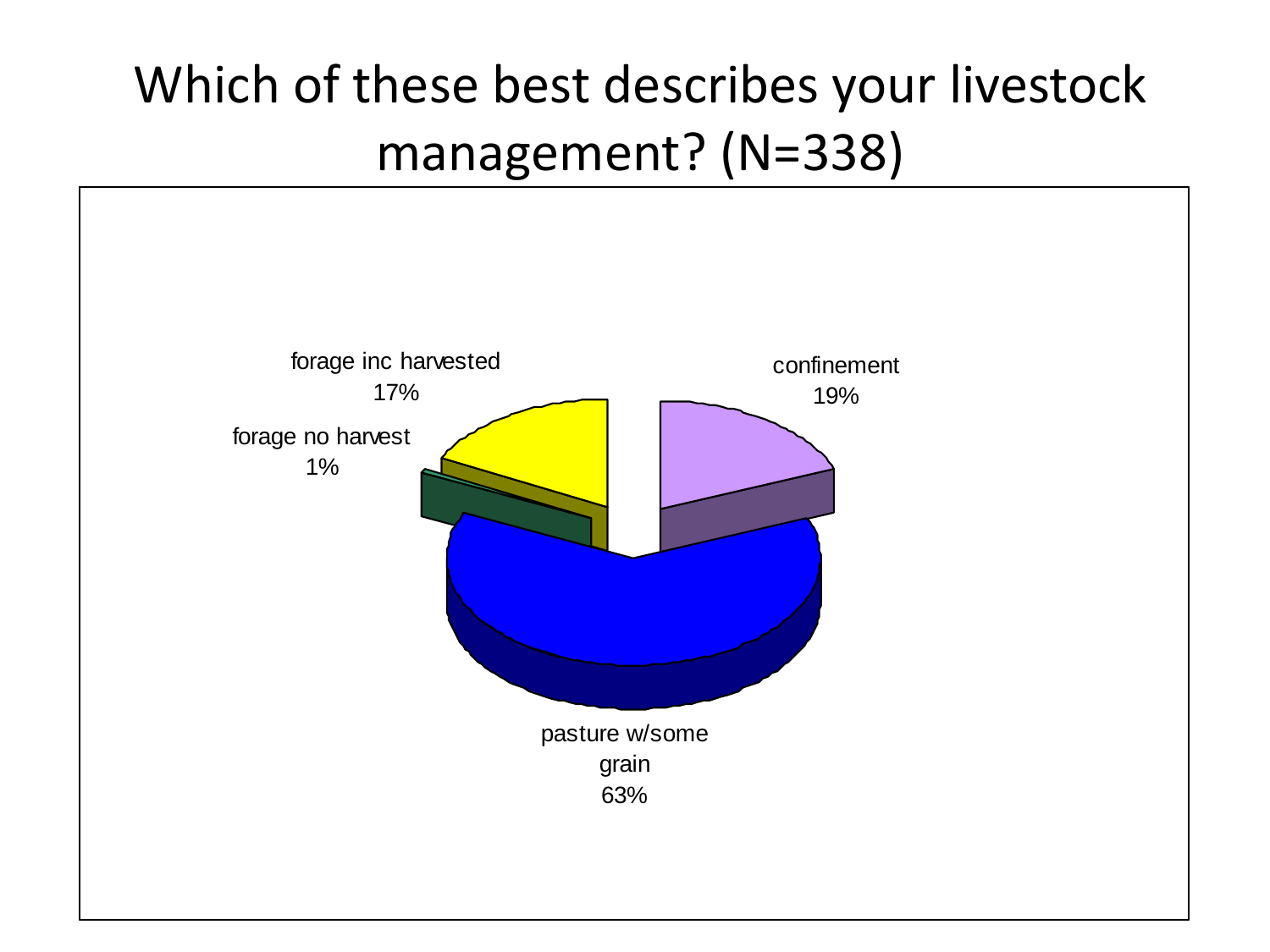# Which of these best describes your livestock management? (N=338)

forage inc harvested 17%

confinement 19%

forage no harvest 1%

pasture w/some grain 63%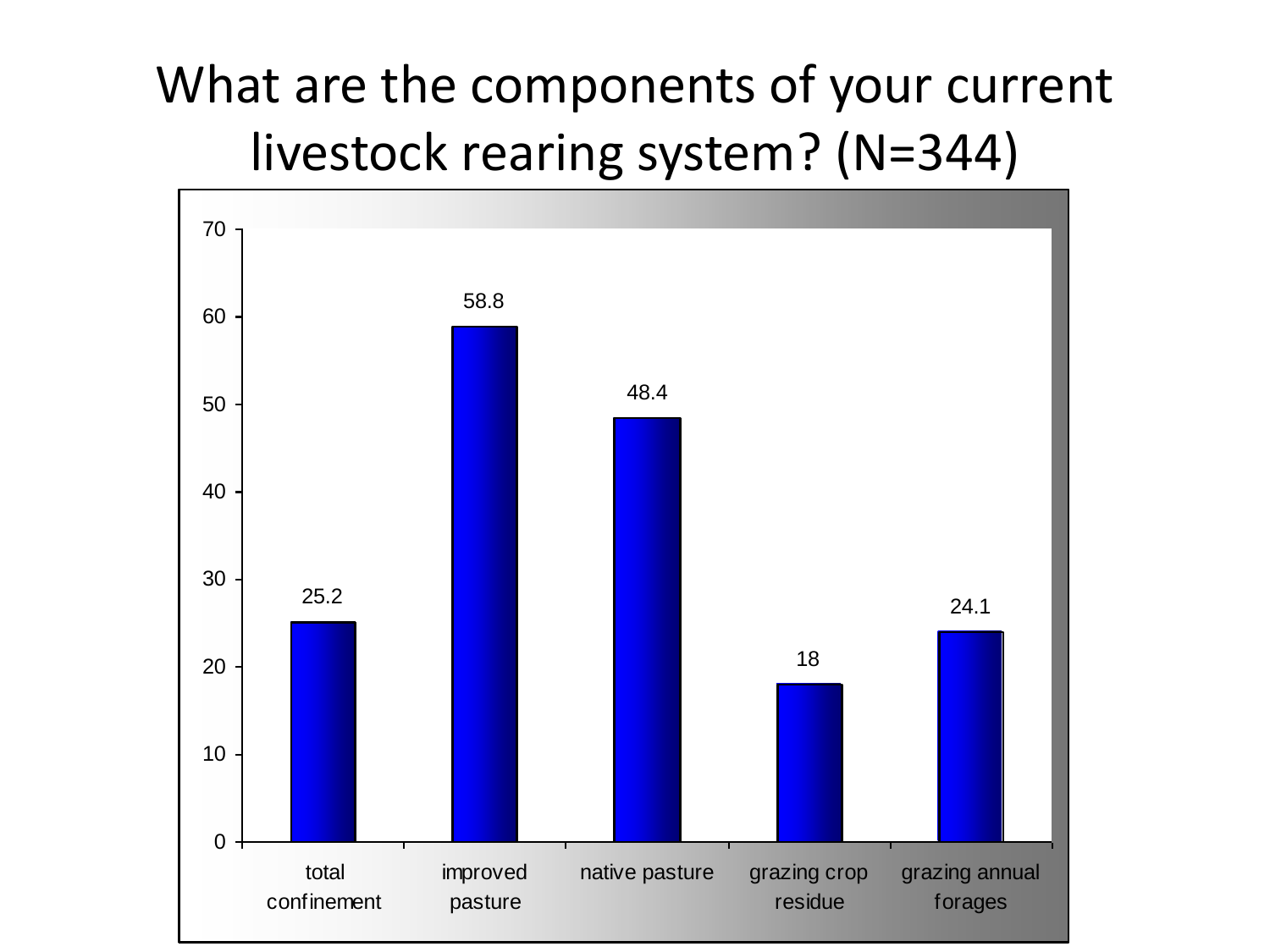# What are the components of your current livestock rearing system? (N=344)

| Component | Percent |
|---|---|
| total confinement | 25.2 |
| improved pasture | 58.8 |
| native pasture | 48.4 |
| grazing crop residue | 18 |
| grazing annual forages | 24.1 |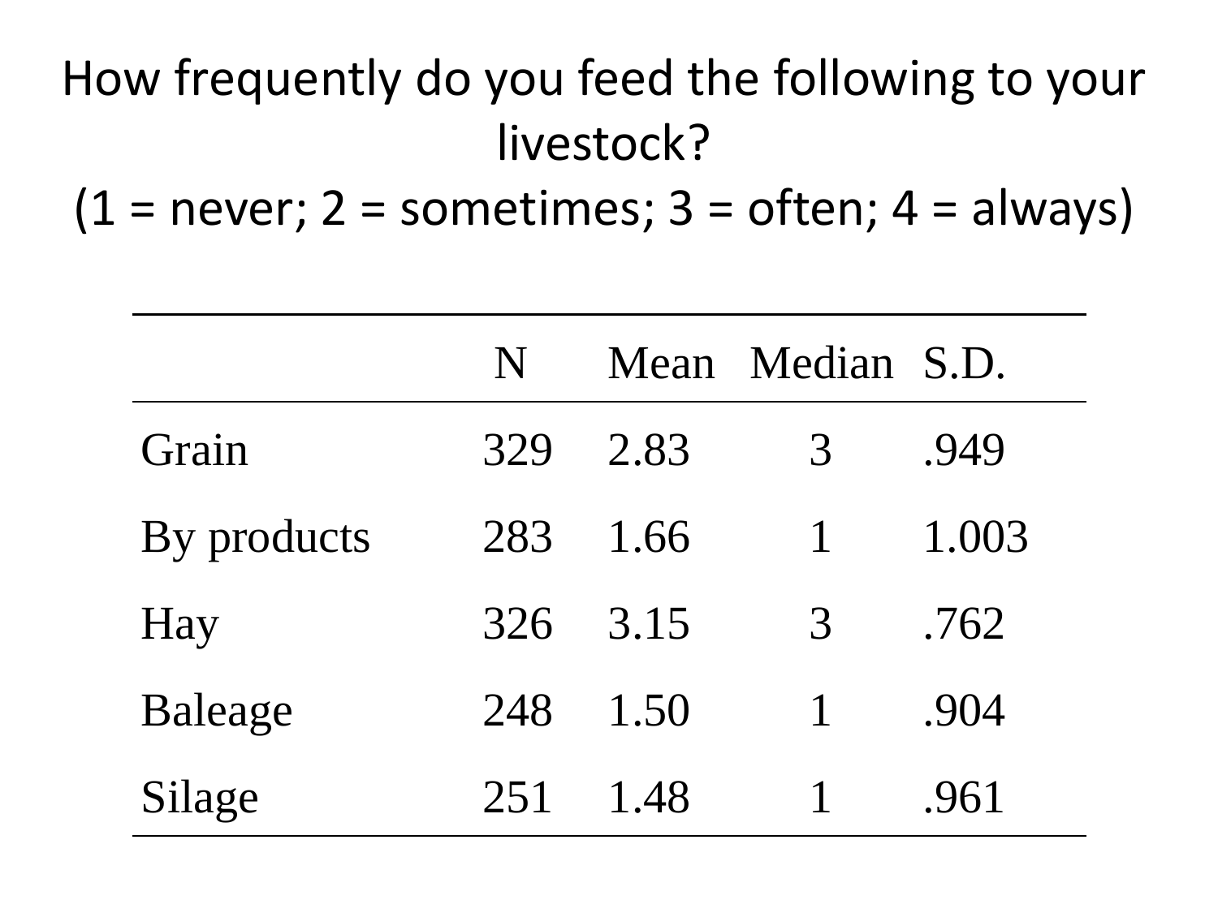# How frequently do you feed the following to your livestock?
## (1 = never; 2 = sometimes; 3 = often; 4 = always)

| | N | Mean | Median | S.D. |
|---|---|---|---|---|
| Grain | 329 | 2.83 | 3 | .949 |
| By products | 283 | 1.66 | 1 | 1.003 |
| Hay | 326 | 3.15 | 3 | .762 |
| Baleage | 248 | 1.50 | 1 | .904 |
| Silage | 251 | 1.48 | 1 | .961 |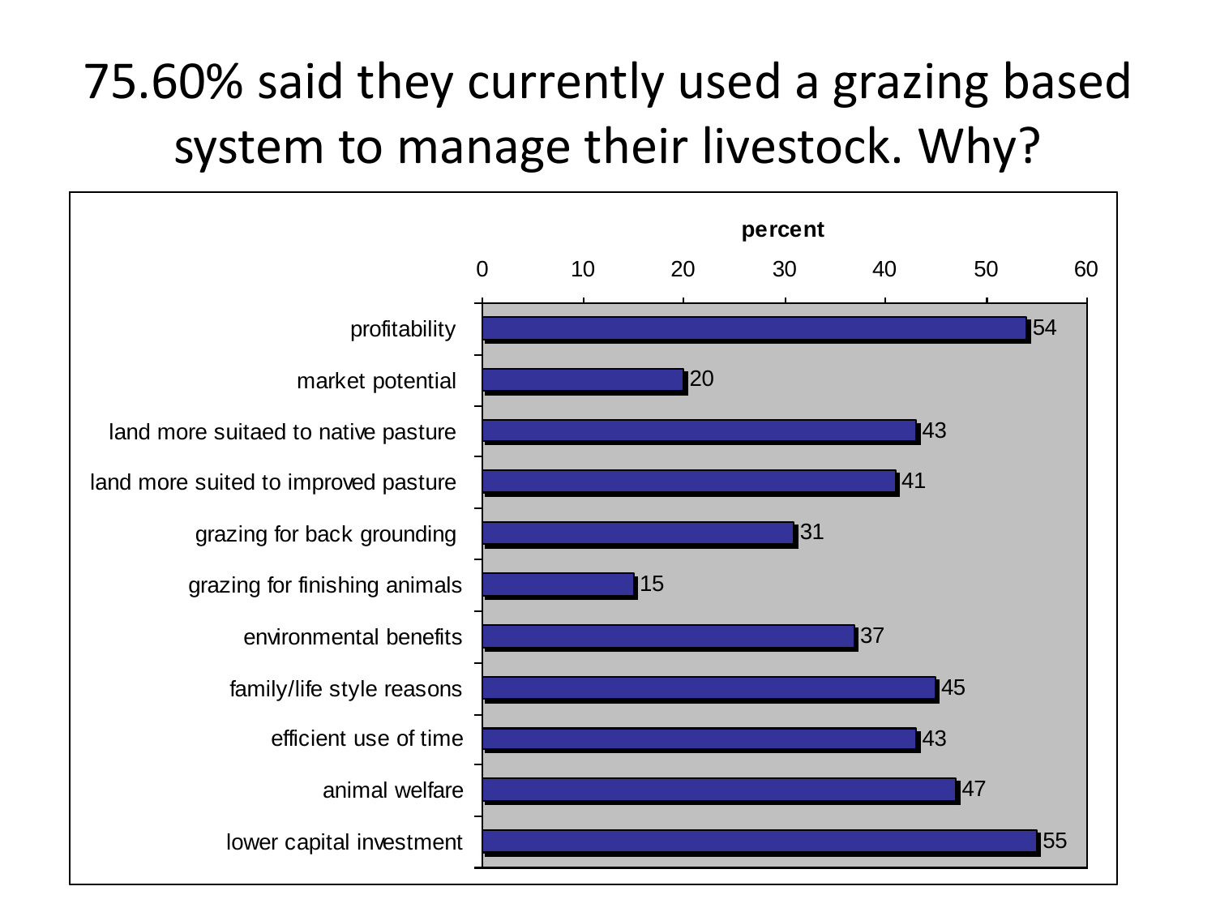# 75.60% said they currently used a grazing based system to manage their livestock. Why?

| Reason | percent |
| --- | --- |
| profitability | 54 |
| market potential | 20 |
| land more suitaed to native pasture | 43 |
| land more suited to improved pasture | 41 |
| grazing for back grounding | 31 |
| grazing for finishing animals | 15 |
| environmental benefits | 37 |
| family/life style reasons | 45 |
| efficient use of time | 43 |
| animal welfare | 47 |
| lower capital investment | 55 |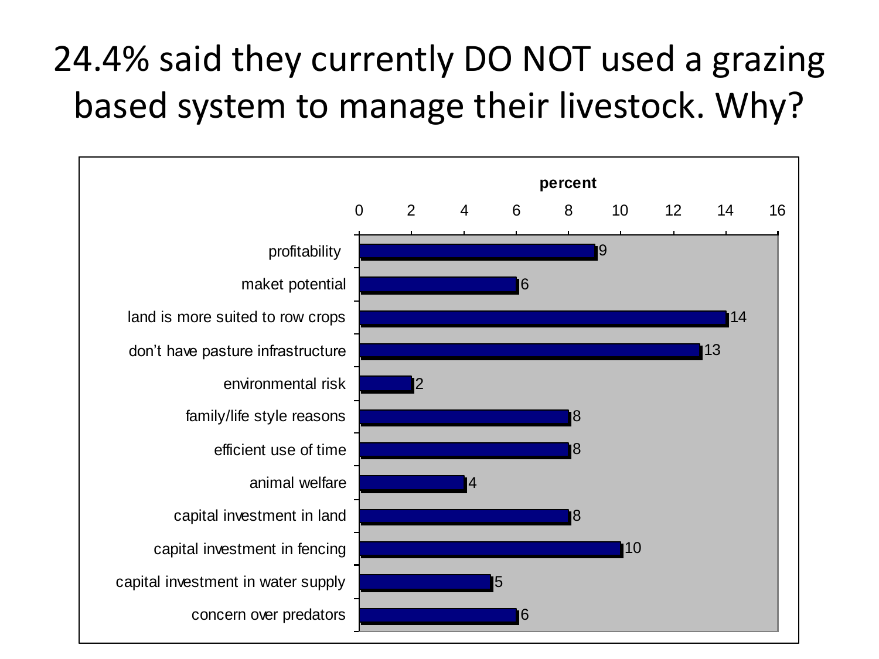# 24.4% said they currently DO NOT used a grazing based system to manage their livestock. Why?

| Reason | percent |
| --- | --- |
| profitability | 9 |
| maket potential | 6 |
| land is more suited to row crops | 14 |
| don't have pasture infrastructure | 13 |
| environmental risk | 2 |
| family/life style reasons | 8 |
| efficient use of time | 8 |
| animal welfare | 4 |
| capital investment in land | 8 |
| capital investment in fencing | 10 |
| capital investment in water supply | 5 |
| concern over predators | 6 |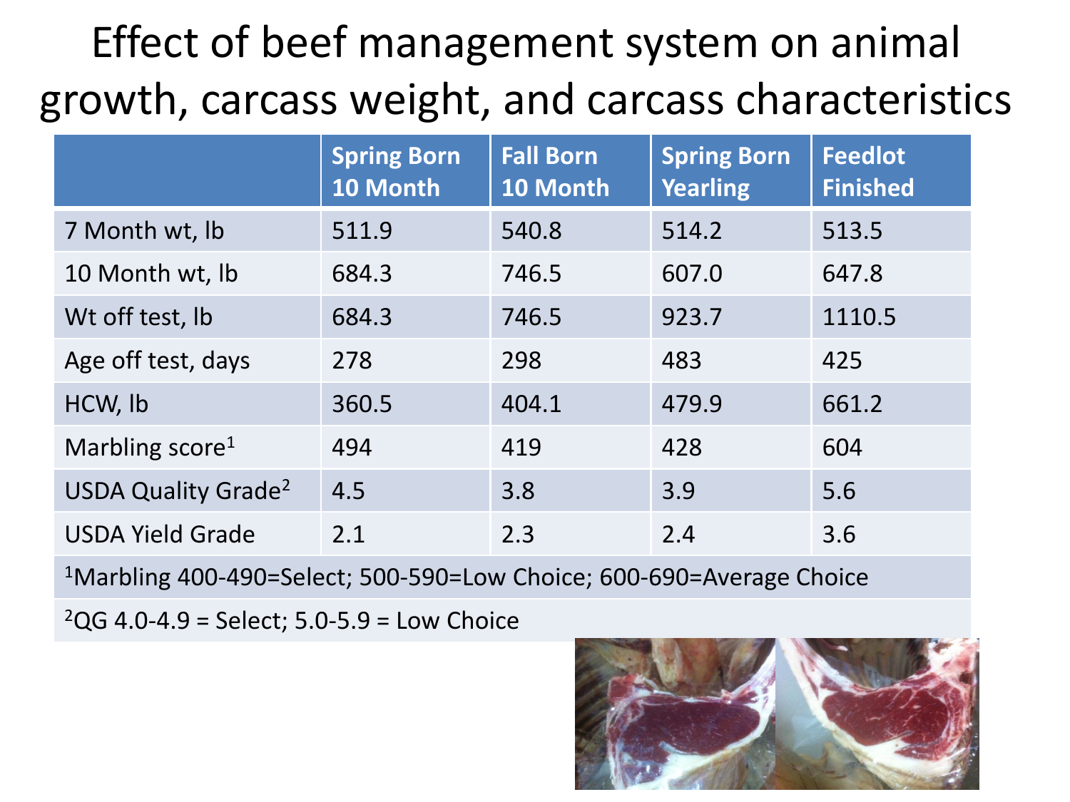# Effect of beef management system on animal growth, carcass weight, and carcass characteristics

| | Spring Born 10 Month | Fall Born 10 Month | Spring Born Yearling | Feedlot Finished |
|---|---|---|---|---|
| 7 Month wt, lb | 511.9 | 540.8 | 514.2 | 513.5 |
| 10 Month wt, lb | 684.3 | 746.5 | 607.0 | 647.8 |
| Wt off test, lb | 684.3 | 746.5 | 923.7 | 1110.5 |
| Age off test, days | 278 | 298 | 483 | 425 |
| HCW, lb | 360.5 | 404.1 | 479.9 | 661.2 |
| Marbling score[1] | 494 | 419 | 428 | 604 |
| USDA Quality Grade[2] | 4.5 | 3.8 | 3.9 | 5.6 |
| USDA Yield Grade | 2.1 | 2.3 | 2.4 | 3.6 |
| [1]Marbling 400-490=Select; 500-590=Low Choice; 600-690=Average Choice | | | | |
| [2]QG 4.0-4.9 = Select; 5.0-5.9 = Low Choice | | | | |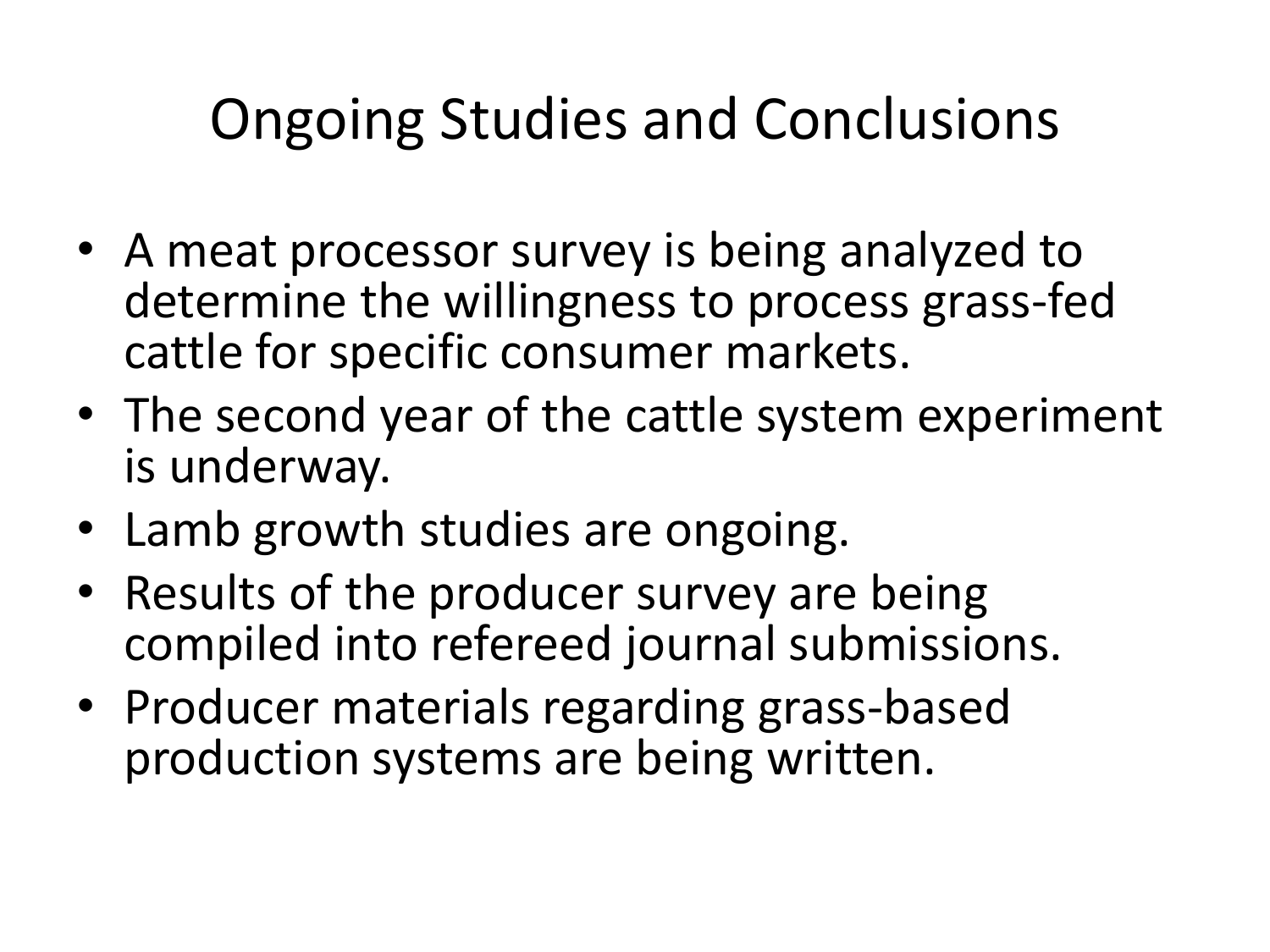# Ongoing Studies and Conclusions

- A meat processor survey is being analyzed to determine the willingness to process grass-fed cattle for specific consumer markets.
- The second year of the cattle system experiment is underway.
- Lamb growth studies are ongoing.
- Results of the producer survey are being compiled into refereed journal submissions.
- Producer materials regarding grass-based production systems are being written.